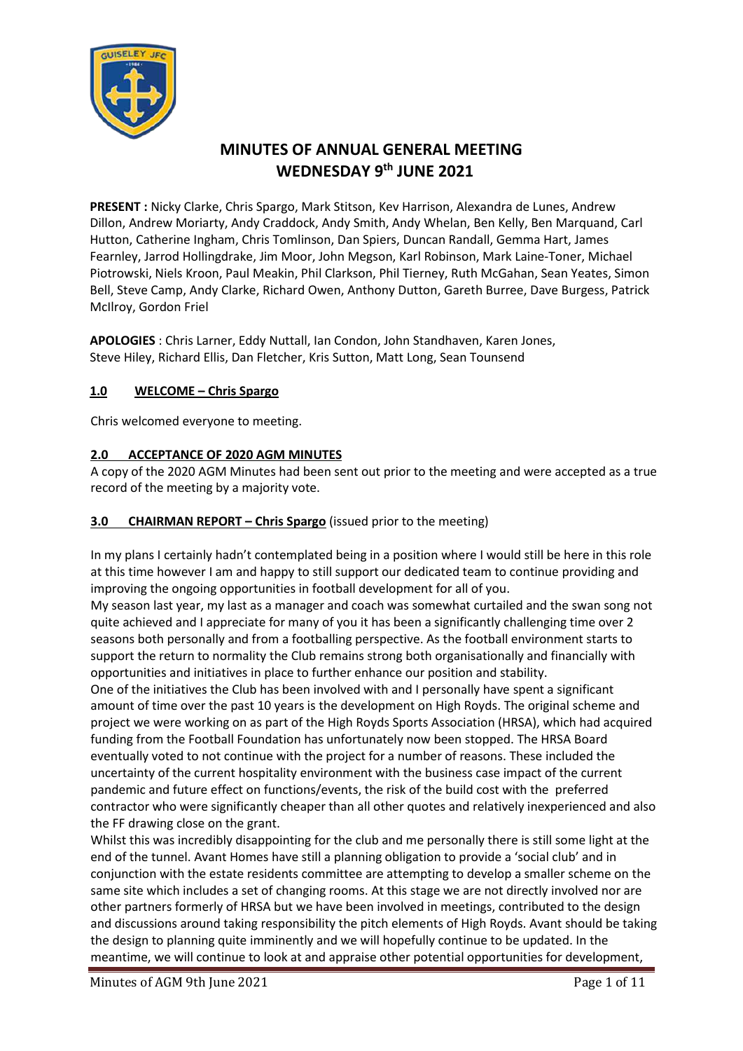# MINUTES OF ANNUAL GENERAL MEETING
# WEDNESDAY 9th JUNE 2021

**PRESENT :** Nicky Clarke, Chris Spargo, Mark Stitson, Kev Harrison, Alexandra de Lunes, Andrew Dillon, Andrew Moriarty, Andy Craddock, Andy Smith, Andy Whelan, Ben Kelly, Ben Marquand, Carl Hutton, Catherine Ingham, Chris Tomlinson, Dan Spiers, Duncan Randall, Gemma Hart, James Fearnley, Jarrod Hollingdrake, Jim Moor, John Megson, Karl Robinson, Mark Laine-Toner, Michael Piotrowski, Niels Kroon, Paul Meakin, Phil Clarkson, Phil Tierney, Ruth McGahan, Sean Yeates, Simon Bell, Steve Camp, Andy Clarke, Richard Owen, Anthony Dutton, Gareth Burree, Dave Burgess, Patrick McIlroy, Gordon Friel

**APOLOGIES** : Chris Larner, Eddy Nuttall, Ian Condon, John Standhaven, Karen Jones, Steve Hiley, Richard Ellis, Dan Fletcher, Kris Sutton, Matt Long, Sean Tounsend

## 1.0 WELCOME – Chris Spargo

Chris welcomed everyone to meeting.

## 2.0 ACCEPTANCE OF 2020 AGM MINUTES

A copy of the 2020 AGM Minutes had been sent out prior to the meeting and were accepted as a true record of the meeting by a majority vote.

## 3.0 CHAIRMAN REPORT – Chris Spargo (issued prior to the meeting)

In my plans I certainly hadn't contemplated being in a position where I would still be here in this role at this time however I am and happy to still support our dedicated team to continue providing and improving the ongoing opportunities in football development for all of you.

My season last year, my last as a manager and coach was somewhat curtailed and the swan song not quite achieved and I appreciate for many of you it has been a significantly challenging time over 2 seasons both personally and from a footballing perspective. As the football environment starts to support the return to normality the Club remains strong both organisationally and financially with opportunities and initiatives in place to further enhance our position and stability.

One of the initiatives the Club has been involved with and I personally have spent a significant amount of time over the past 10 years is the development on High Royds. The original scheme and project we were working on as part of the High Royds Sports Association (HRSA), which had acquired funding from the Football Foundation has unfortunately now been stopped. The HRSA Board eventually voted to not continue with the project for a number of reasons. These included the uncertainty of the current hospitality environment with the business case impact of the current pandemic and future effect on functions/events, the risk of the build cost with the preferred contractor who were significantly cheaper than all other quotes and relatively inexperienced and also the FF drawing close on the grant.

Whilst this was incredibly disappointing for the club and me personally there is still some light at the end of the tunnel. Avant Homes have still a planning obligation to provide a 'social club' and in conjunction with the estate residents committee are attempting to develop a smaller scheme on the same site which includes a set of changing rooms. At this stage we are not directly involved nor are other partners formerly of HRSA but we have been involved in meetings, contributed to the design and discussions around taking responsibility the pitch elements of High Royds. Avant should be taking the design to planning quite imminently and we will hopefully continue to be updated. In the meantime, we will continue to look at and appraise other potential opportunities for development,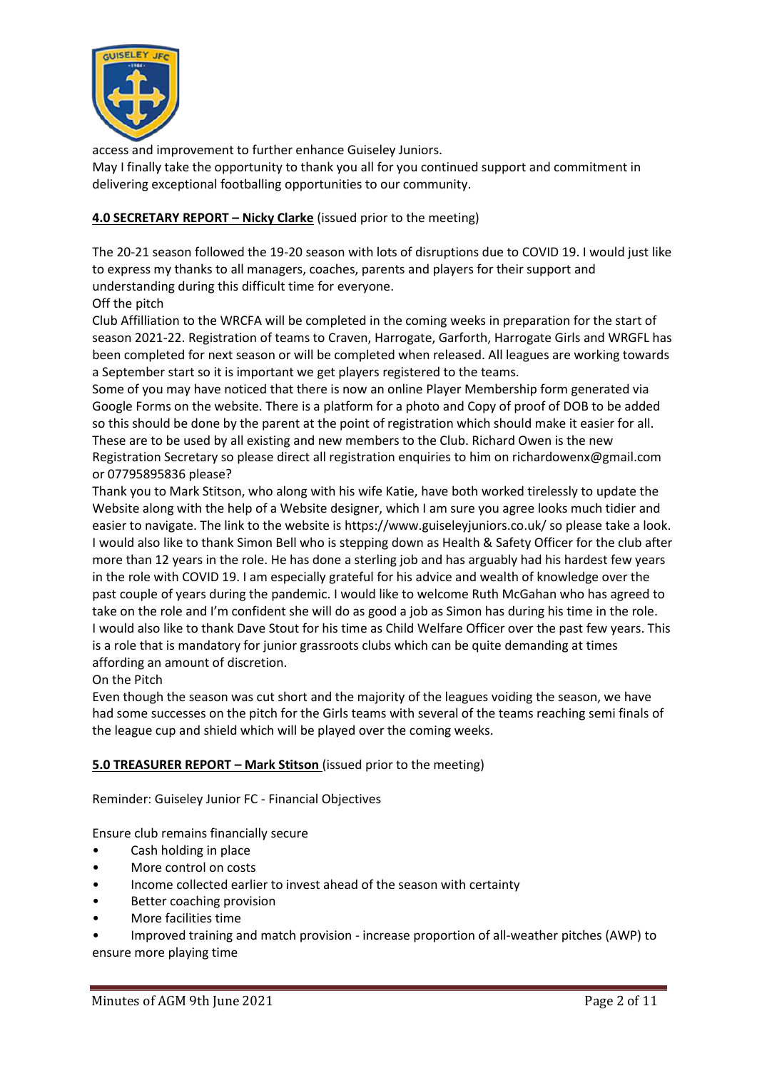access and improvement to further enhance Guiseley Juniors.
May I finally take the opportunity to thank you all for you continued support and commitment in delivering exceptional footballing opportunities to our community.

**4.0 SECRETARY REPORT – Nicky Clarke** (issued prior to the meeting)

The 20-21 season followed the 19-20 season with lots of disruptions due to COVID 19. I would just like to express my thanks to all managers, coaches, parents and players for their support and understanding during this difficult time for everyone.

Off the pitch

Club Affilliation to the WRCFA will be completed in the coming weeks in preparation for the start of season 2021-22. Registration of teams to Craven, Harrogate, Garforth, Harrogate Girls and WRGFL has been completed for next season or will be completed when released. All leagues are working towards a September start so it is important we get players registered to the teams.

Some of you may have noticed that there is now an online Player Membership form generated via Google Forms on the website. There is a platform for a photo and Copy of proof of DOB to be added so this should be done by the parent at the point of registration which should make it easier for all. These are to be used by all existing and new members to the Club. Richard Owen is the new Registration Secretary so please direct all registration enquiries to him on richardowenx@gmail.com or 07795895836 please?

Thank you to Mark Stitson, who along with his wife Katie, have both worked tirelessly to update the Website along with the help of a Website designer, which I am sure you agree looks much tidier and easier to navigate. The link to the website is https://www.guiseleyjuniors.co.uk/ so please take a look.

I would also like to thank Simon Bell who is stepping down as Health & Safety Officer for the club after more than 12 years in the role. He has done a sterling job and has arguably had his hardest few years in the role with COVID 19. I am especially grateful for his advice and wealth of knowledge over the past couple of years during the pandemic. I would like to welcome Ruth McGahan who has agreed to take on the role and I'm confident she will do as good a job as Simon has during his time in the role.

I would also like to thank Dave Stout for his time as Child Welfare Officer over the past few years. This is a role that is mandatory for junior grassroots clubs which can be quite demanding at times affording an amount of discretion.

On the Pitch

Even though the season was cut short and the majority of the leagues voiding the season, we have had some successes on the pitch for the Girls teams with several of the teams reaching semi finals of the league cup and shield which will be played over the coming weeks.

**5.0 TREASURER REPORT – Mark Stitson** (issued prior to the meeting)

Reminder: Guiseley Junior FC - Financial Objectives

Ensure club remains financially secure

- Cash holding in place
- More control on costs
- Income collected earlier to invest ahead of the season with certainty
- Better coaching provision
- More facilities time
- Improved training and match provision - increase proportion of all-weather pitches (AWP) to ensure more playing time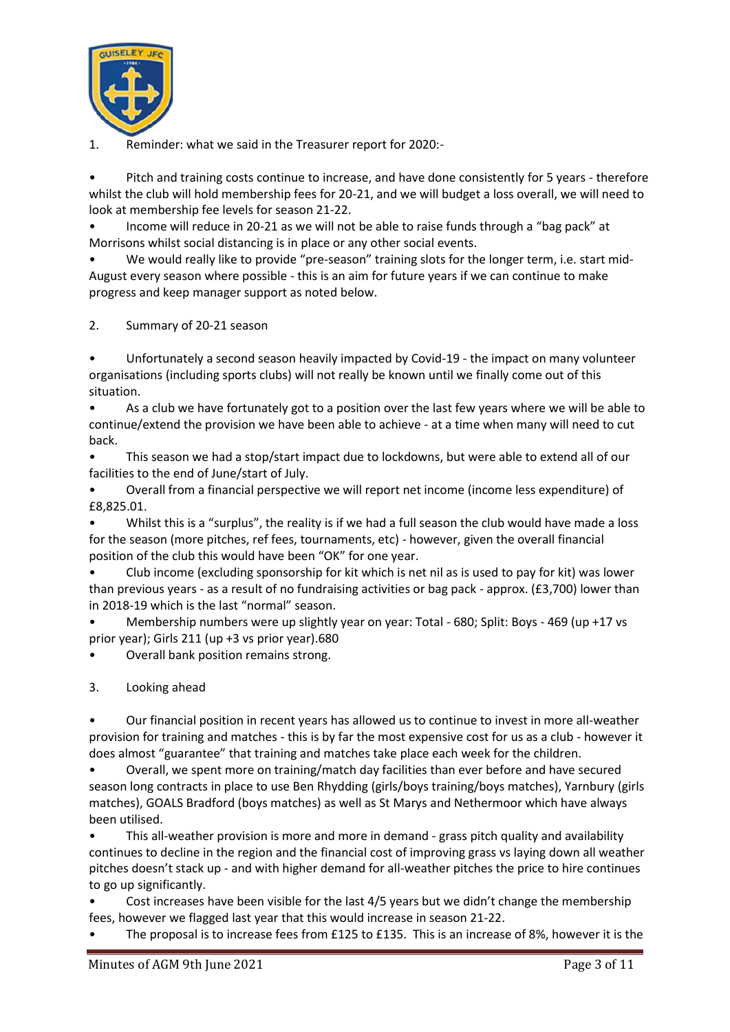1. Reminder: what we said in the Treasurer report for 2020:-

- Pitch and training costs continue to increase, and have done consistently for 5 years - therefore whilst the club will hold membership fees for 20-21, and we will budget a loss overall, we will need to look at membership fee levels for season 21-22.
- Income will reduce in 20-21 as we will not be able to raise funds through a "bag pack" at Morrisons whilst social distancing is in place or any other social events.
- We would really like to provide "pre-season" training slots for the longer term, i.e. start mid-August every season where possible - this is an aim for future years if we can continue to make progress and keep manager support as noted below.

2. Summary of 20-21 season

- Unfortunately a second season heavily impacted by Covid-19 - the impact on many volunteer organisations (including sports clubs) will not really be known until we finally come out of this situation.
- As a club we have fortunately got to a position over the last few years where we will be able to continue/extend the provision we have been able to achieve - at a time when many will need to cut back.
- This season we had a stop/start impact due to lockdowns, but were able to extend all of our facilities to the end of June/start of July.
- Overall from a financial perspective we will report net income (income less expenditure) of £8,825.01.
- Whilst this is a "surplus", the reality is if we had a full season the club would have made a loss for the season (more pitches, ref fees, tournaments, etc) - however, given the overall financial position of the club this would have been "OK" for one year.
- Club income (excluding sponsorship for kit which is net nil as is used to pay for kit) was lower than previous years - as a result of no fundraising activities or bag pack - approx. (£3,700) lower than in 2018-19 which is the last "normal" season.
- Membership numbers were up slightly year on year: Total - 680; Split: Boys - 469 (up +17 vs prior year); Girls 211 (up +3 vs prior year).680
- Overall bank position remains strong.

3. Looking ahead

- Our financial position in recent years has allowed us to continue to invest in more all-weather provision for training and matches - this is by far the most expensive cost for us as a club - however it does almost "guarantee" that training and matches take place each week for the children.
- Overall, we spent more on training/match day facilities than ever before and have secured season long contracts in place to use Ben Rhydding (girls/boys training/boys matches), Yarnbury (girls matches), GOALS Bradford (boys matches) as well as St Marys and Nethermoor which have always been utilised.
- This all-weather provision is more and more in demand - grass pitch quality and availability continues to decline in the region and the financial cost of improving grass vs laying down all weather pitches doesn't stack up - and with higher demand for all-weather pitches the price to hire continues to go up significantly.
- Cost increases have been visible for the last 4/5 years but we didn't change the membership fees, however we flagged last year that this would increase in season 21-22.
- The proposal is to increase fees from £125 to £135. This is an increase of 8%, however it is the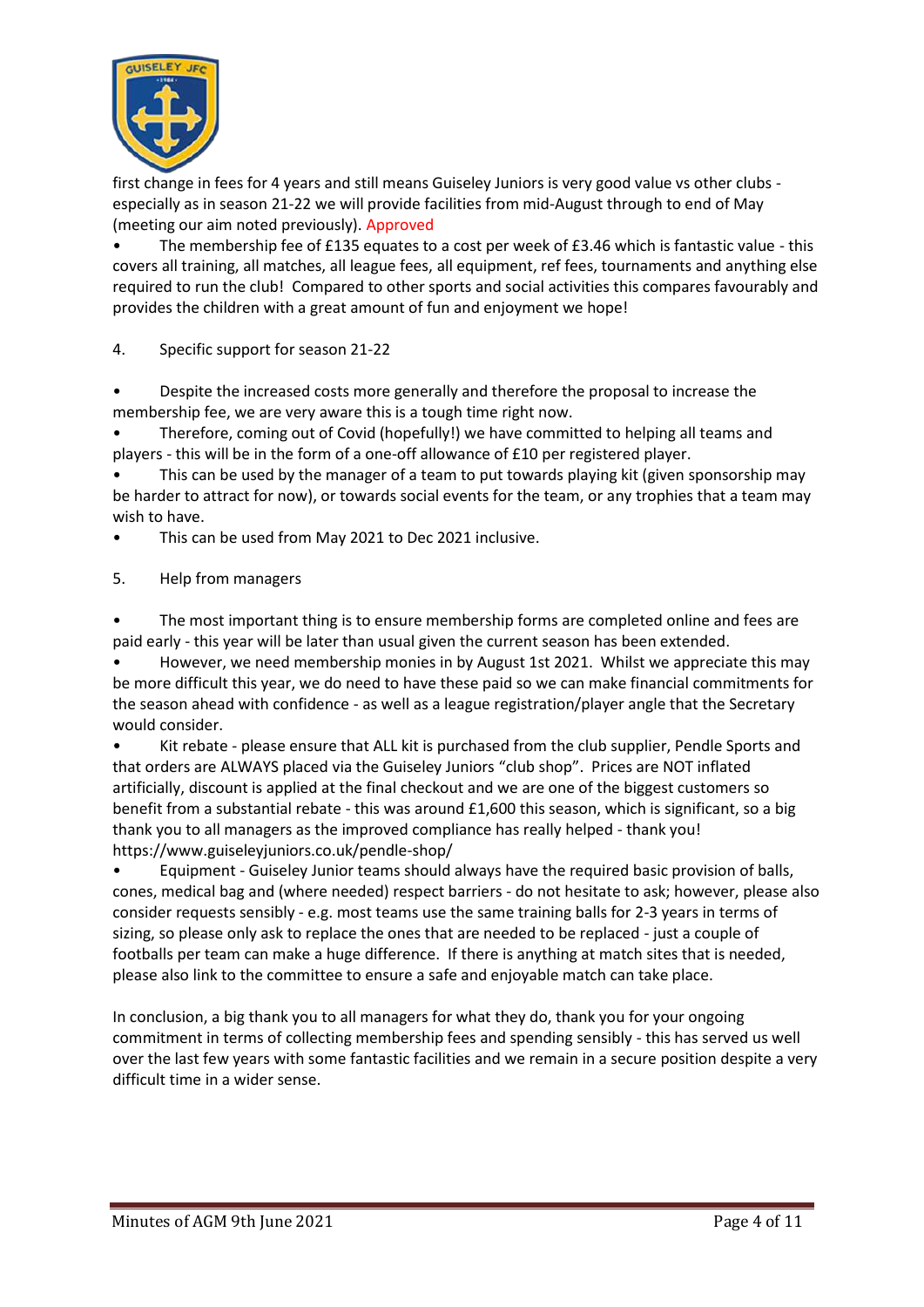first change in fees for 4 years and still means Guiseley Juniors is very good value vs other clubs - especially as in season 21-22 we will provide facilities from mid-August through to end of May (meeting our aim noted previously). Approved

- The membership fee of £135 equates to a cost per week of £3.46 which is fantastic value - this covers all training, all matches, all league fees, all equipment, ref fees, tournaments and anything else required to run the club! Compared to other sports and social activities this compares favourably and provides the children with a great amount of fun and enjoyment we hope!

4. Specific support for season 21-22

- Despite the increased costs more generally and therefore the proposal to increase the membership fee, we are very aware this is a tough time right now.
- Therefore, coming out of Covid (hopefully!) we have committed to helping all teams and players - this will be in the form of a one-off allowance of £10 per registered player.
- This can be used by the manager of a team to put towards playing kit (given sponsorship may be harder to attract for now), or towards social events for the team, or any trophies that a team may wish to have.
- This can be used from May 2021 to Dec 2021 inclusive.

5. Help from managers

- The most important thing is to ensure membership forms are completed online and fees are paid early - this year will be later than usual given the current season has been extended.
- However, we need membership monies in by August 1st 2021. Whilst we appreciate this may be more difficult this year, we do need to have these paid so we can make financial commitments for the season ahead with confidence - as well as a league registration/player angle that the Secretary would consider.
- Kit rebate - please ensure that ALL kit is purchased from the club supplier, Pendle Sports and that orders are ALWAYS placed via the Guiseley Juniors "club shop". Prices are NOT inflated artificially, discount is applied at the final checkout and we are one of the biggest customers so benefit from a substantial rebate - this was around £1,600 this season, which is significant, so a big thank you to all managers as the improved compliance has really helped - thank you! https://www.guiseleyjuniors.co.uk/pendle-shop/
- Equipment - Guiseley Junior teams should always have the required basic provision of balls, cones, medical bag and (where needed) respect barriers - do not hesitate to ask; however, please also consider requests sensibly - e.g. most teams use the same training balls for 2-3 years in terms of sizing, so please only ask to replace the ones that are needed to be replaced - just a couple of footballs per team can make a huge difference. If there is anything at match sites that is needed, please also link to the committee to ensure a safe and enjoyable match can take place.

In conclusion, a big thank you to all managers for what they do, thank you for your ongoing commitment in terms of collecting membership fees and spending sensibly - this has served us well over the last few years with some fantastic facilities and we remain in a secure position despite a very difficult time in a wider sense.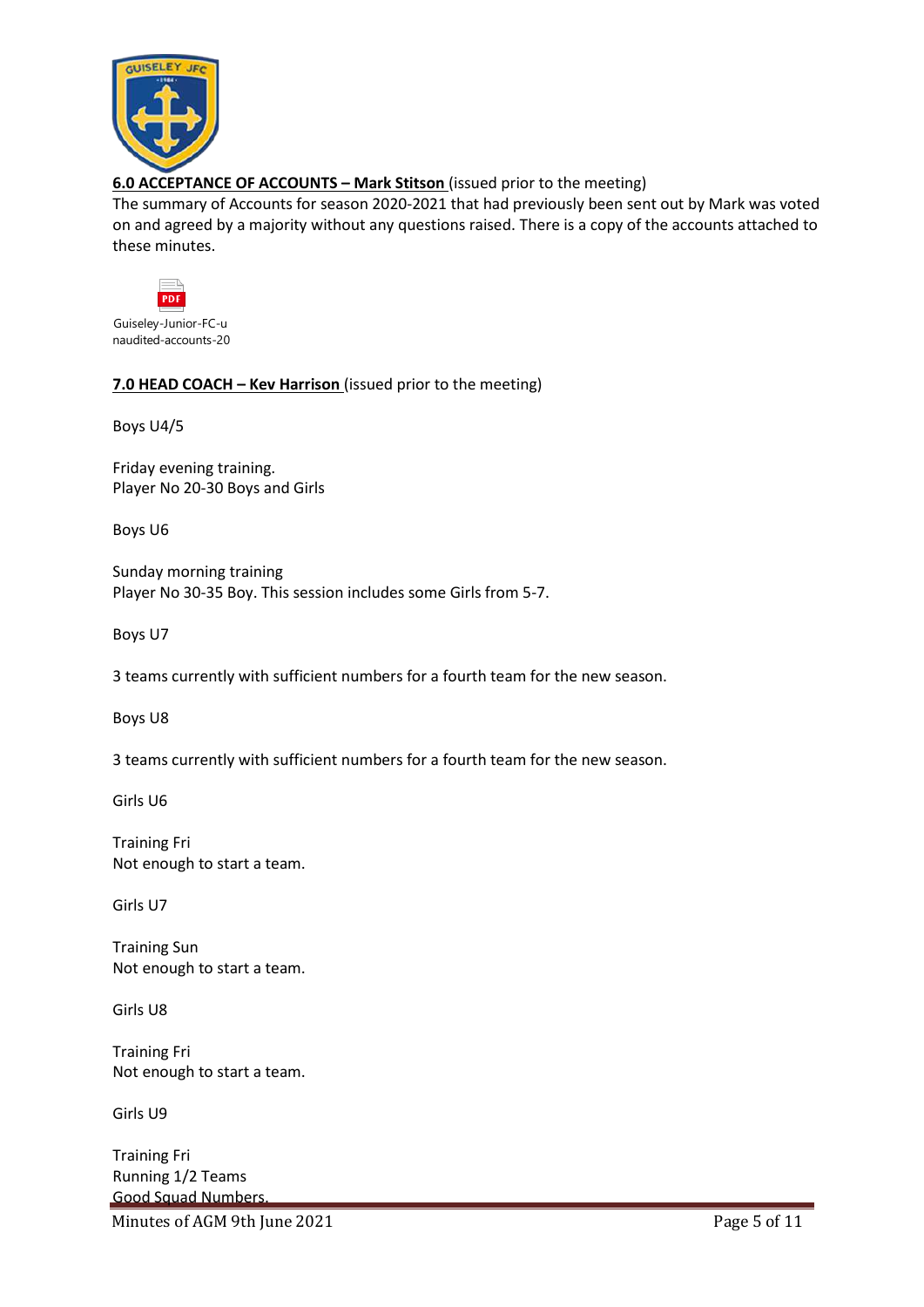**6.0 ACCEPTANCE OF ACCOUNTS – Mark Stitson** (issued prior to the meeting)

The summary of Accounts for season 2020-2021 that had previously been sent out by Mark was voted on and agreed by a majority without any questions raised. There is a copy of the accounts attached to these minutes.

Guiseley-Junior-FC-unaudited-accounts-20

**7.0 HEAD COACH – Kev Harrison** (issued prior to the meeting)

Boys U4/5

Friday evening training.
Player No 20-30 Boys and Girls

Boys U6

Sunday morning training
Player No 30-35 Boy. This session includes some Girls from 5-7.

Boys U7

3 teams currently with sufficient numbers for a fourth team for the new season.

Boys U8

3 teams currently with sufficient numbers for a fourth team for the new season.

Girls U6

Training Fri
Not enough to start a team.

Girls U7

Training Sun
Not enough to start a team.

Girls U8

Training Fri
Not enough to start a team.

Girls U9

Training Fri
Running 1/2 Teams
Good Squad Numbers.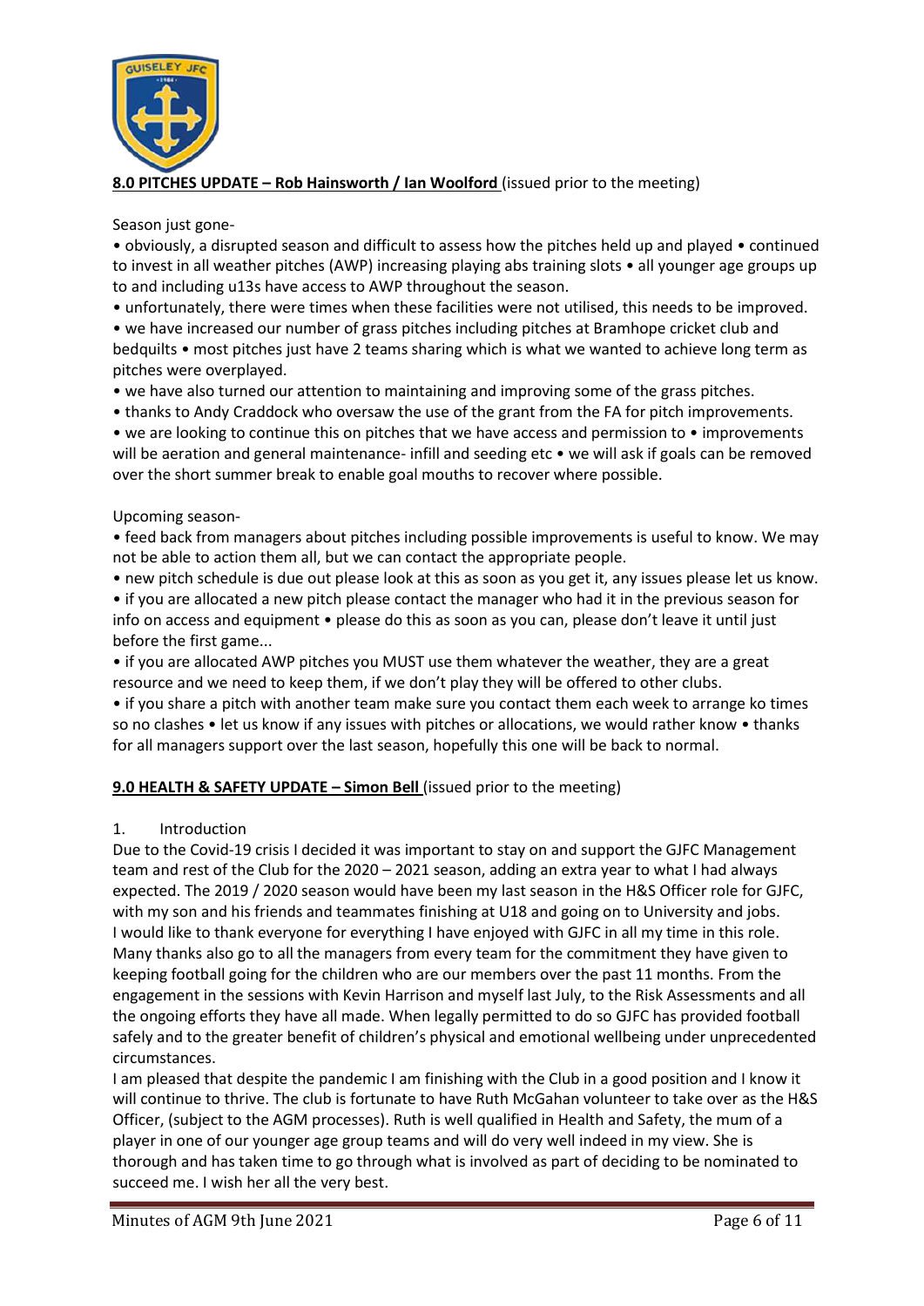**8.0 PITCHES UPDATE – Rob Hainsworth / Ian Woolford** (issued prior to the meeting)

Season just gone-

• obviously, a disrupted season and difficult to assess how the pitches held up and played • continued to invest in all weather pitches (AWP) increasing playing abs training slots • all younger age groups up to and including u13s have access to AWP throughout the season.

• unfortunately, there were times when these facilities were not utilised, this needs to be improved.

• we have increased our number of grass pitches including pitches at Bramhope cricket club and bedquilts • most pitches just have 2 teams sharing which is what we wanted to achieve long term as pitches were overplayed.

• we have also turned our attention to maintaining and improving some of the grass pitches.

• thanks to Andy Craddock who oversaw the use of the grant from the FA for pitch improvements.

• we are looking to continue this on pitches that we have access and permission to • improvements will be aeration and general maintenance- infill and seeding etc • we will ask if goals can be removed over the short summer break to enable goal mouths to recover where possible.

Upcoming season-

• feed back from managers about pitches including possible improvements is useful to know. We may not be able to action them all, but we can contact the appropriate people.

• new pitch schedule is due out please look at this as soon as you get it, any issues please let us know.

• if you are allocated a new pitch please contact the manager who had it in the previous season for info on access and equipment • please do this as soon as you can, please don't leave it until just before the first game...

• if you are allocated AWP pitches you MUST use them whatever the weather, they are a great resource and we need to keep them, if we don't play they will be offered to other clubs.

• if you share a pitch with another team make sure you contact them each week to arrange ko times so no clashes • let us know if any issues with pitches or allocations, we would rather know • thanks for all managers support over the last season, hopefully this one will be back to normal.

**9.0 HEALTH & SAFETY UPDATE – Simon Bell** (issued prior to the meeting)

1. Introduction

Due to the Covid-19 crisis I decided it was important to stay on and support the GJFC Management team and rest of the Club for the 2020 – 2021 season, adding an extra year to what I had always expected. The 2019 / 2020 season would have been my last season in the H&S Officer role for GJFC, with my son and his friends and teammates finishing at U18 and going on to University and jobs. I would like to thank everyone for everything I have enjoyed with GJFC in all my time in this role. Many thanks also go to all the managers from every team for the commitment they have given to keeping football going for the children who are our members over the past 11 months. From the engagement in the sessions with Kevin Harrison and myself last July, to the Risk Assessments and all the ongoing efforts they have all made. When legally permitted to do so GJFC has provided football safely and to the greater benefit of children's physical and emotional wellbeing under unprecedented circumstances.

I am pleased that despite the pandemic I am finishing with the Club in a good position and I know it will continue to thrive. The club is fortunate to have Ruth McGahan volunteer to take over as the H&S Officer, (subject to the AGM processes). Ruth is well qualified in Health and Safety, the mum of a player in one of our younger age group teams and will do very well indeed in my view. She is thorough and has taken time to go through what is involved as part of deciding to be nominated to succeed me. I wish her all the very best.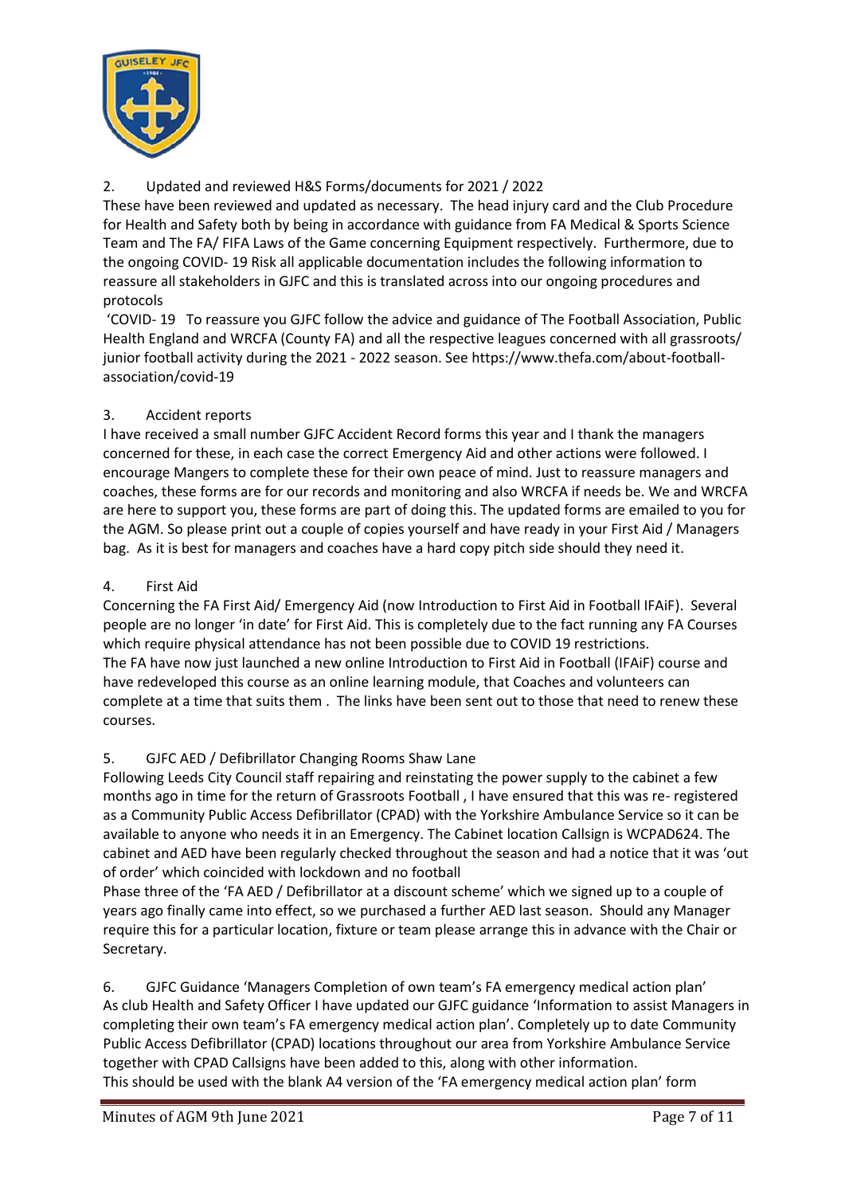## 2. Updated and reviewed H&S Forms/documents for 2021 / 2022

These have been reviewed and updated as necessary. The head injury card and the Club Procedure for Health and Safety both by being in accordance with guidance from FA Medical & Sports Science Team and The FA/ FIFA Laws of the Game concerning Equipment respectively. Furthermore, due to the ongoing COVID- 19 Risk all applicable documentation includes the following information to reassure all stakeholders in GJFC and this is translated across into our ongoing procedures and protocols

'COVID- 19 To reassure you GJFC follow the advice and guidance of The Football Association, Public Health England and WRCFA (County FA) and all the respective leagues concerned with all grassroots/ junior football activity during the 2021 - 2022 season. See https://www.thefa.com/about-football-association/covid-19

## 3. Accident reports

I have received a small number GJFC Accident Record forms this year and I thank the managers concerned for these, in each case the correct Emergency Aid and other actions were followed. I encourage Mangers to complete these for their own peace of mind. Just to reassure managers and coaches, these forms are for our records and monitoring and also WRCFA if needs be. We and WRCFA are here to support you, these forms are part of doing this. The updated forms are emailed to you for the AGM. So please print out a couple of copies yourself and have ready in your First Aid / Managers bag. As it is best for managers and coaches have a hard copy pitch side should they need it.

## 4. First Aid

Concerning the FA First Aid/ Emergency Aid (now Introduction to First Aid in Football IFAiF). Several people are no longer 'in date' for First Aid. This is completely due to the fact running any FA Courses which require physical attendance has not been possible due to COVID 19 restrictions.

The FA have now just launched a new online Introduction to First Aid in Football (IFAiF) course and have redeveloped this course as an online learning module, that Coaches and volunteers can complete at a time that suits them . The links have been sent out to those that need to renew these courses.

## 5. GJFC AED / Defibrillator Changing Rooms Shaw Lane

Following Leeds City Council staff repairing and reinstating the power supply to the cabinet a few months ago in time for the return of Grassroots Football , I have ensured that this was re- registered as a Community Public Access Defibrillator (CPAD) with the Yorkshire Ambulance Service so it can be available to anyone who needs it in an Emergency. The Cabinet location Callsign is WCPAD624. The cabinet and AED have been regularly checked throughout the season and had a notice that it was 'out of order' which coincided with lockdown and no football

Phase three of the 'FA AED / Defibrillator at a discount scheme' which we signed up to a couple of years ago finally came into effect, so we purchased a further AED last season. Should any Manager require this for a particular location, fixture or team please arrange this in advance with the Chair or Secretary.

## 6. GJFC Guidance 'Managers Completion of own team's FA emergency medical action plan'

As club Health and Safety Officer I have updated our GJFC guidance 'Information to assist Managers in completing their own team's FA emergency medical action plan'. Completely up to date Community Public Access Defibrillator (CPAD) locations throughout our area from Yorkshire Ambulance Service together with CPAD Callsigns have been added to this, along with other information.

This should be used with the blank A4 version of the 'FA emergency medical action plan' form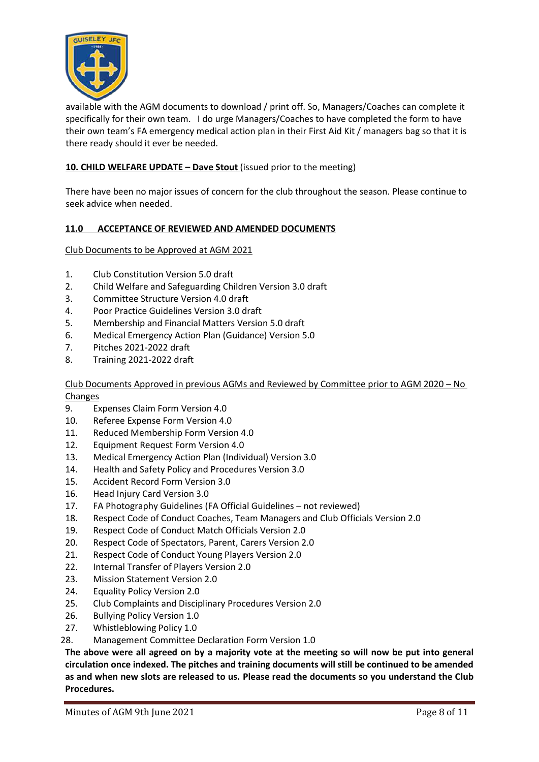available with the AGM documents to download / print off. So, Managers/Coaches can complete it specifically for their own team. I do urge Managers/Coaches to have completed the form to have their own team's FA emergency medical action plan in their First Aid Kit / managers bag so that it is there ready should it ever be needed.

**10. CHILD WELFARE UPDATE – Dave Stout** (issued prior to the meeting)

There have been no major issues of concern for the club throughout the season. Please continue to seek advice when needed.

**11.0 ACCEPTANCE OF REVIEWED AND AMENDED DOCUMENTS**

Club Documents to be Approved at AGM 2021

1. Club Constitution Version 5.0 draft
2. Child Welfare and Safeguarding Children Version 3.0 draft
3. Committee Structure Version 4.0 draft
4. Poor Practice Guidelines Version 3.0 draft
5. Membership and Financial Matters Version 5.0 draft
6. Medical Emergency Action Plan (Guidance) Version 5.0
7. Pitches 2021-2022 draft
8. Training 2021-2022 draft

Club Documents Approved in previous AGMs and Reviewed by Committee prior to AGM 2020 – No Changes

9. Expenses Claim Form Version 4.0
10. Referee Expense Form Version 4.0
11. Reduced Membership Form Version 4.0
12. Equipment Request Form Version 4.0
13. Medical Emergency Action Plan (Individual) Version 3.0
14. Health and Safety Policy and Procedures Version 3.0
15. Accident Record Form Version 3.0
16. Head Injury Card Version 3.0
17. FA Photography Guidelines (FA Official Guidelines – not reviewed)
18. Respect Code of Conduct Coaches, Team Managers and Club Officials Version 2.0
19. Respect Code of Conduct Match Officials Version 2.0
20. Respect Code of Spectators, Parent, Carers Version 2.0
21. Respect Code of Conduct Young Players Version 2.0
22. Internal Transfer of Players Version 2.0
23. Mission Statement Version 2.0
24. Equality Policy Version 2.0
25. Club Complaints and Disciplinary Procedures Version 2.0
26. Bullying Policy Version 1.0
27. Whistleblowing Policy 1.0
28. Management Committee Declaration Form Version 1.0

**The above were all agreed on by a majority vote at the meeting so will now be put into general circulation once indexed. The pitches and training documents will still be continued to be amended as and when new slots are released to us. Please read the documents so you understand the Club Procedures.**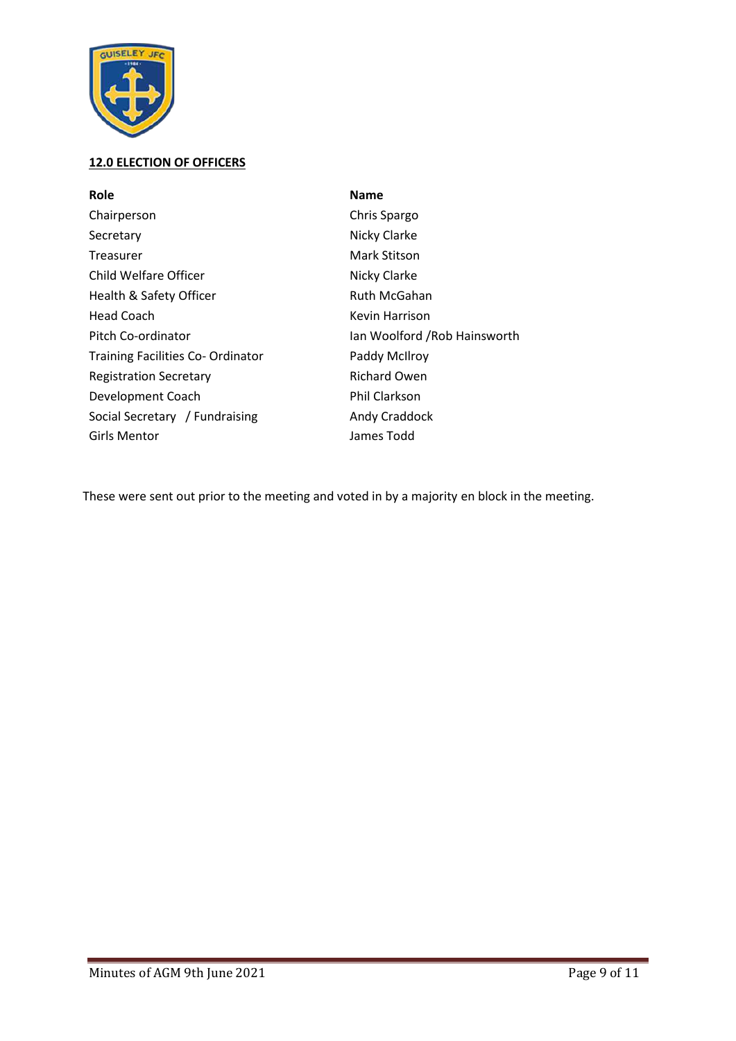## 12.0 ELECTION OF OFFICERS

| Role | Name |
|---|---|
| Chairperson | Chris Spargo |
| Secretary | Nicky Clarke |
| Treasurer | Mark Stitson |
| Child Welfare Officer | Nicky Clarke |
| Health & Safety Officer | Ruth McGahan |
| Head Coach | Kevin Harrison |
| Pitch Co-ordinator | Ian Woolford /Rob Hainsworth |
| Training Facilities Co- Ordinator | Paddy McIlroy |
| Registration Secretary | Richard Owen |
| Development Coach | Phil Clarkson |
| Social Secretary / Fundraising | Andy Craddock |
| Girls Mentor | James Todd |

These were sent out prior to the meeting and voted in by a majority en block in the meeting.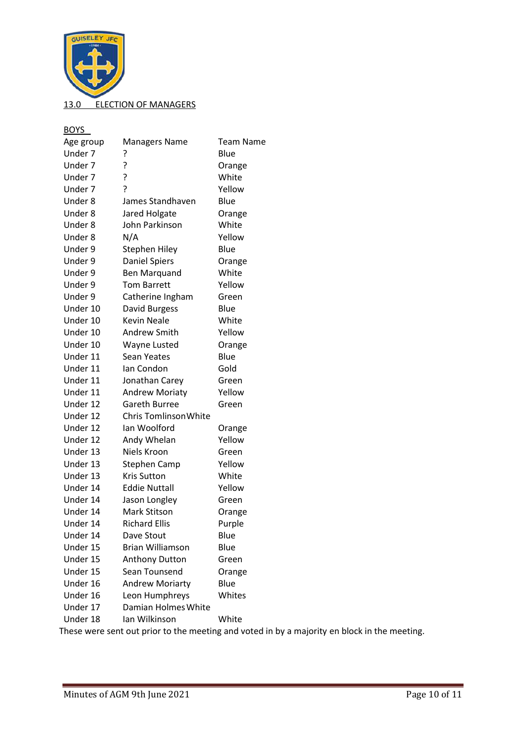## 13.0 ELECTION OF MANAGERS

**BOYS**

| Age group | Managers Name | Team Name |
|---|---|---|
| Under 7 | ? | Blue |
| Under 7 | ? | Orange |
| Under 7 | ? | White |
| Under 7 | ? | Yellow |
| Under 8 | James Standhaven | Blue |
| Under 8 | Jared Holgate | Orange |
| Under 8 | John Parkinson | White |
| Under 8 | N/A | Yellow |
| Under 9 | Stephen Hiley | Blue |
| Under 9 | Daniel Spiers | Orange |
| Under 9 | Ben Marquand | White |
| Under 9 | Tom Barrett | Yellow |
| Under 9 | Catherine Ingham | Green |
| Under 10 | David Burgess | Blue |
| Under 10 | Kevin Neale | White |
| Under 10 | Andrew Smith | Yellow |
| Under 10 | Wayne Lusted | Orange |
| Under 11 | Sean Yeates | Blue |
| Under 11 | Ian Condon | Gold |
| Under 11 | Jonathan Carey | Green |
| Under 11 | Andrew Moriaty | Yellow |
| Under 12 | Gareth Burree | Green |
| Under 12 | Chris Tomlinson | White |
| Under 12 | Ian Woolford | Orange |
| Under 12 | Andy Whelan | Yellow |
| Under 13 | Niels Kroon | Green |
| Under 13 | Stephen Camp | Yellow |
| Under 13 | Kris Sutton | White |
| Under 14 | Eddie Nuttall | Yellow |
| Under 14 | Jason Longley | Green |
| Under 14 | Mark Stitson | Orange |
| Under 14 | Richard Ellis | Purple |
| Under 14 | Dave Stout | Blue |
| Under 15 | Brian Williamson | Blue |
| Under 15 | Anthony Dutton | Green |
| Under 15 | Sean Tounsend | Orange |
| Under 16 | Andrew Moriarty | Blue |
| Under 16 | Leon Humphreys | Whites |
| Under 17 | Damian Holmes | White |
| Under 18 | Ian Wilkinson | White |

These were sent out prior to the meeting and voted in by a majority en block in the meeting.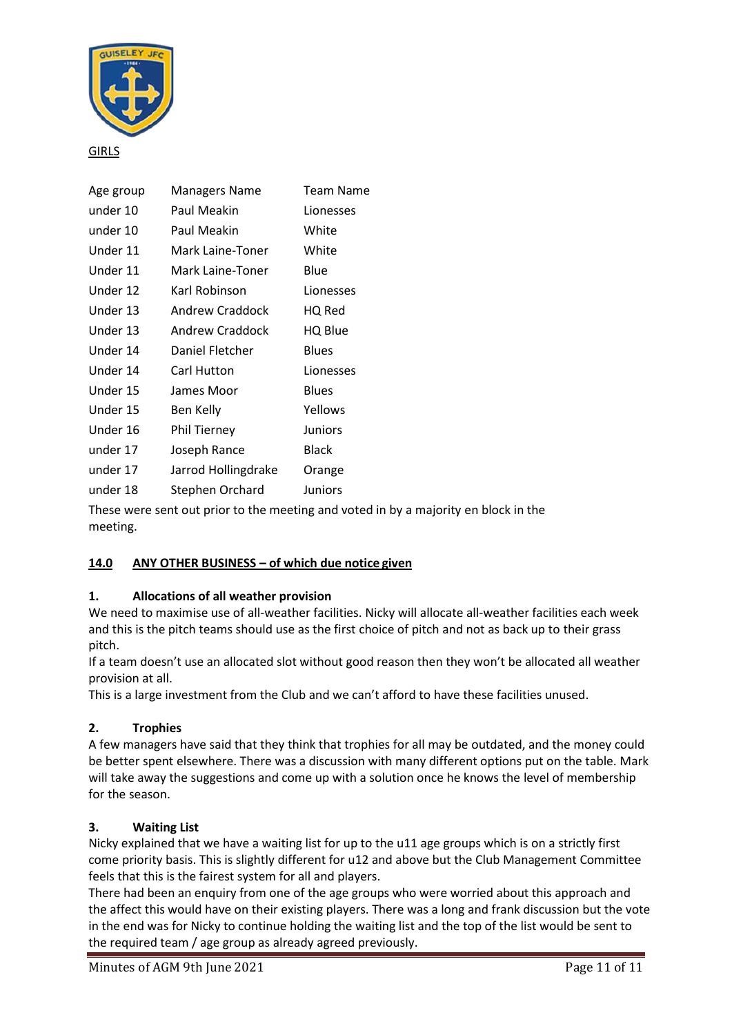GIRLS

| Age group | Managers Name | Team Name |
|---|---|---|
| under 10 | Paul Meakin | Lionesses |
| under 10 | Paul Meakin | White |
| Under 11 | Mark Laine-Toner | White |
| Under 11 | Mark Laine-Toner | Blue |
| Under 12 | Karl Robinson | Lionesses |
| Under 13 | Andrew Craddock | HQ Red |
| Under 13 | Andrew Craddock | HQ Blue |
| Under 14 | Daniel Fletcher | Blues |
| Under 14 | Carl Hutton | Lionesses |
| Under 15 | James Moor | Blues |
| Under 15 | Ben Kelly | Yellows |
| Under 16 | Phil Tierney | Juniors |
| under 17 | Joseph Rance | Black |
| under 17 | Jarrod Hollingdrake | Orange |
| under 18 | Stephen Orchard | Juniors |

These were sent out prior to the meeting and voted in by a majority en block in the meeting.

## 14.0 ANY OTHER BUSINESS – of which due notice given

### 1. Allocations of all weather provision

We need to maximise use of all-weather facilities. Nicky will allocate all-weather facilities each week and this is the pitch teams should use as the first choice of pitch and not as back up to their grass pitch.

If a team doesn't use an allocated slot without good reason then they won't be allocated all weather provision at all.

This is a large investment from the Club and we can't afford to have these facilities unused.

### 2. Trophies

A few managers have said that they think that trophies for all may be outdated, and the money could be better spent elsewhere. There was a discussion with many different options put on the table. Mark will take away the suggestions and come up with a solution once he knows the level of membership for the season.

### 3. Waiting List

Nicky explained that we have a waiting list for up to the u11 age groups which is on a strictly first come priority basis. This is slightly different for u12 and above but the Club Management Committee feels that this is the fairest system for all and players.

There had been an enquiry from one of the age groups who were worried about this approach and the affect this would have on their existing players. There was a long and frank discussion but the vote in the end was for Nicky to continue holding the waiting list and the top of the list would be sent to the required team / age group as already agreed previously.